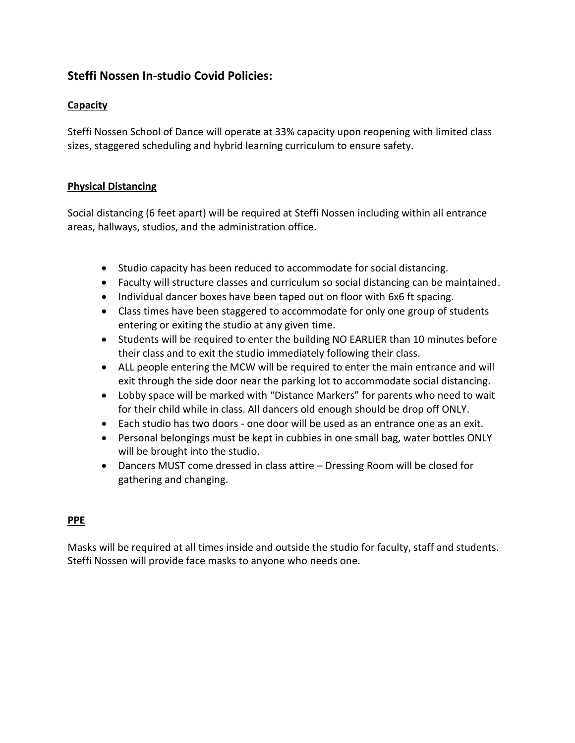# Steffi Nossen In-studio Covid Policies:

## Capacity

Steffi Nossen School of Dance will operate at 33% capacity upon reopening with limited class sizes, staggered scheduling and hybrid learning curriculum to ensure safety.

## Physical Distancing

Social distancing (6 feet apart) will be required at Steffi Nossen including within all entrance areas, hallways, studios, and the administration office.

- Studio capacity has been reduced to accommodate for social distancing.
- Faculty will structure classes and curriculum so social distancing can be maintained.
- Individual dancer boxes have been taped out on floor with 6x6 ft spacing.
- Class times have been staggered to accommodate for only one group of students entering or exiting the studio at any given time.
- Students will be required to enter the building NO EARLIER than 10 minutes before their class and to exit the studio immediately following their class.
- ALL people entering the MCW will be required to enter the main entrance and will exit through the side door near the parking lot to accommodate social distancing.
- Lobby space will be marked with "Distance Markers" for parents who need to wait for their child while in class. All dancers old enough should be drop off ONLY.
- Each studio has two doors - one door will be used as an entrance one as an exit.
- Personal belongings must be kept in cubbies in one small bag, water bottles ONLY will be brought into the studio.
- Dancers MUST come dressed in class attire – Dressing Room will be closed for gathering and changing.

## PPE

Masks will be required at all times inside and outside the studio for faculty, staff and students. Steffi Nossen will provide face masks to anyone who needs one.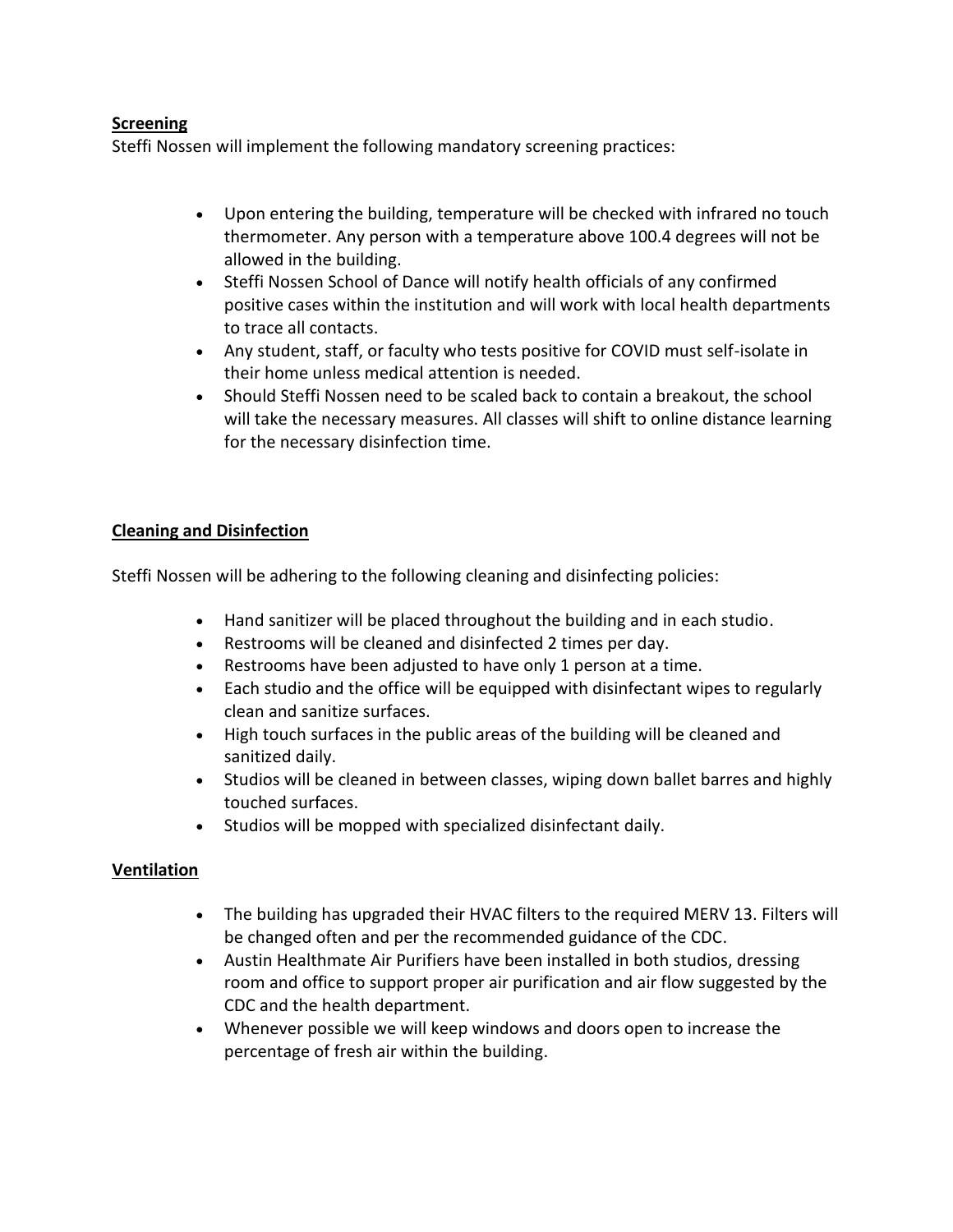**Screening**

Steffi Nossen will implement the following mandatory screening practices:

- Upon entering the building, temperature will be checked with infrared no touch thermometer. Any person with a temperature above 100.4 degrees will not be allowed in the building.
- Steffi Nossen School of Dance will notify health officials of any confirmed positive cases within the institution and will work with local health departments to trace all contacts.
- Any student, staff, or faculty who tests positive for COVID must self-isolate in their home unless medical attention is needed.
- Should Steffi Nossen need to be scaled back to contain a breakout, the school will take the necessary measures. All classes will shift to online distance learning for the necessary disinfection time.

**Cleaning and Disinfection**

Steffi Nossen will be adhering to the following cleaning and disinfecting policies:

- Hand sanitizer will be placed throughout the building and in each studio.
- Restrooms will be cleaned and disinfected 2 times per day.
- Restrooms have been adjusted to have only 1 person at a time.
- Each studio and the office will be equipped with disinfectant wipes to regularly clean and sanitize surfaces.
- High touch surfaces in the public areas of the building will be cleaned and sanitized daily.
- Studios will be cleaned in between classes, wiping down ballet barres and highly touched surfaces.
- Studios will be mopped with specialized disinfectant daily.

**Ventilation**

- The building has upgraded their HVAC filters to the required MERV 13. Filters will be changed often and per the recommended guidance of the CDC.
- Austin Healthmate Air Purifiers have been installed in both studios, dressing room and office to support proper air purification and air flow suggested by the CDC and the health department.
- Whenever possible we will keep windows and doors open to increase the percentage of fresh air within the building.